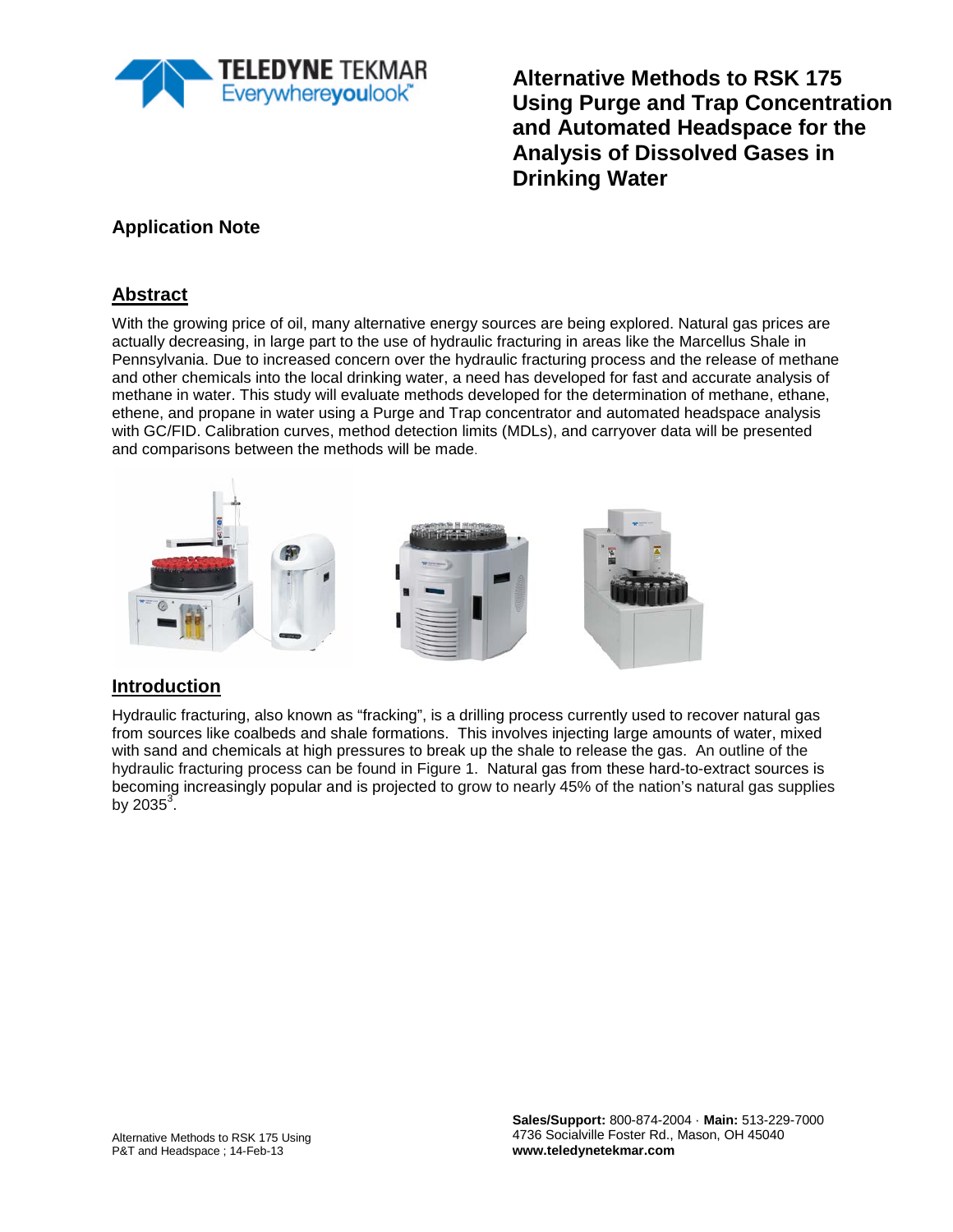# Alternative Methods to RSK 175 Using Purge and Trap Concentration and Automated Headspace for the Analysis of Dissolved Gases in Drinking Water

## Application Note

## Abstract

With the growing price of oil, many alternative energy sources are being explored. Natural gas prices are actually decreasing, in large part to the use of hydraulic fracturing in areas like the Marcellus Shale in Pennsylvania. Due to increased concern over the hydraulic fracturing process and the release of methane and other chemicals into the local drinking water, a need has developed for fast and accurate analysis of methane in water. This study will evaluate methods developed for the determination of methane, ethane, ethene, and propane in water using a Purge and Trap concentrator and automated headspace analysis with GC/FID. Calibration curves, method detection limits (MDLs), and carryover data will be presented and comparisons between the methods will be made.

## Introduction

Hydraulic fracturing, also known as "fracking", is a drilling process currently used to recover natural gas from sources like coalbeds and shale formations. This involves injecting large amounts of water, mixed with sand and chemicals at high pressures to break up the shale to release the gas. An outline of the hydraulic fracturing process can be found in Figure 1. Natural gas from these hard-to-extract sources is becoming increasingly popular and is projected to grow to nearly 45% of the nation's natural gas supplies by 2035[3].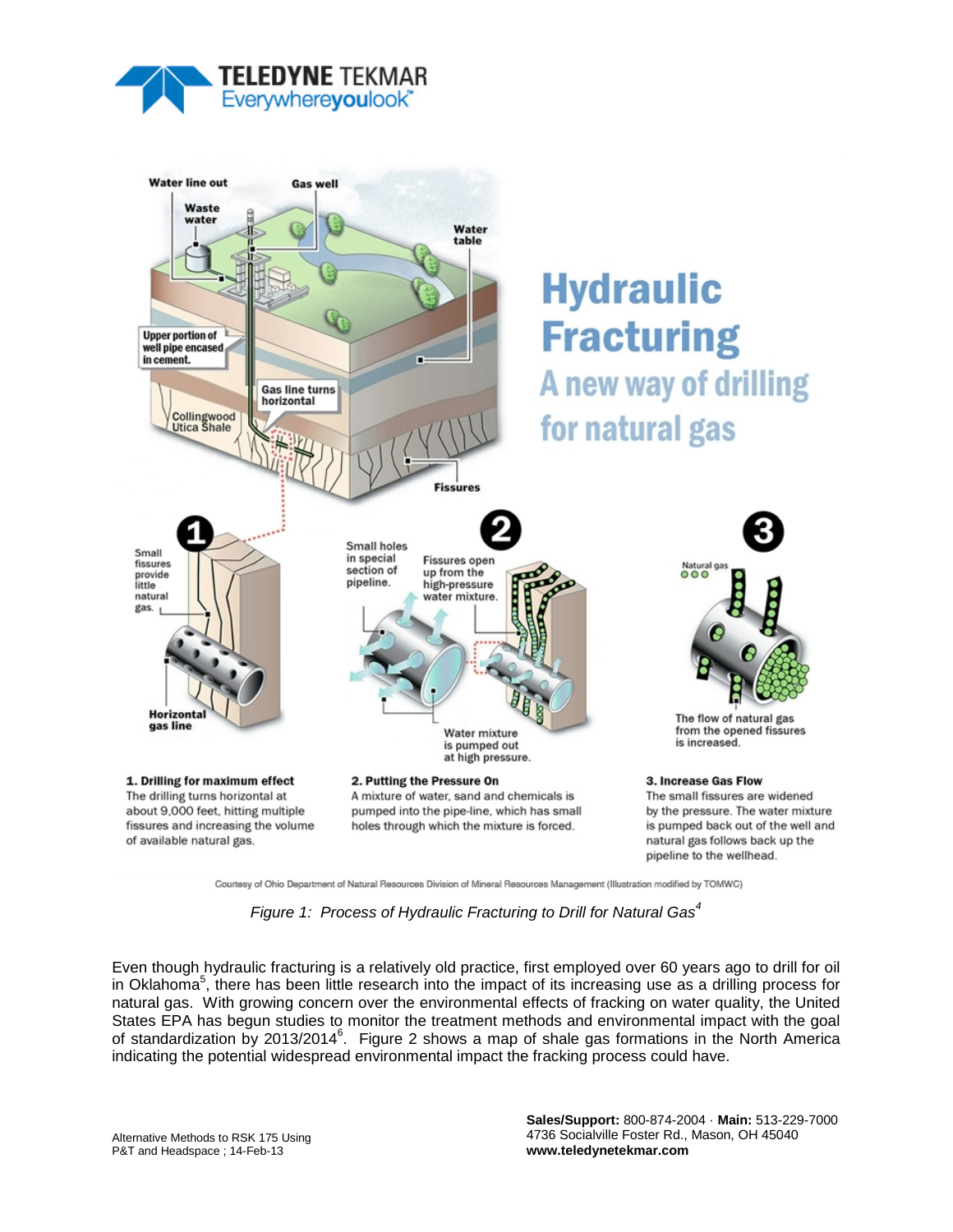# Hydraulic Fracturing

## A new way of drilling for natural gas

**1. Drilling for maximum effect**
The drilling turns horizontal at about 9,000 feet, hitting multiple fissures and increasing the volume of available natural gas.

**2. Putting the Pressure On**
A mixture of water, sand and chemicals is pumped into the pipe-line, which has small holes through which the mixture is forced.

**3. Increase Gas Flow**
The small fissures are widened by the pressure. The water mixture is pumped back out of the well and natural gas follows back up the pipeline to the wellhead.

Courtesy of Ohio Department of Natural Resources Division of Mineral Resources Management (Illustration modified by TOMWC)

*Figure 1: Process of Hydraulic Fracturing to Drill for Natural Gas[4]*

Even though hydraulic fracturing is a relatively old practice, first employed over 60 years ago to drill for oil in Oklahoma[5], there has been little research into the impact of its increasing use as a drilling process for natural gas. With growing concern over the environmental effects of fracking on water quality, the United States EPA has begun studies to monitor the treatment methods and environmental impact with the goal of standardization by 2013/2014[6]. Figure 2 shows a map of shale gas formations in the North America indicating the potential widespread environmental impact the fracking process could have.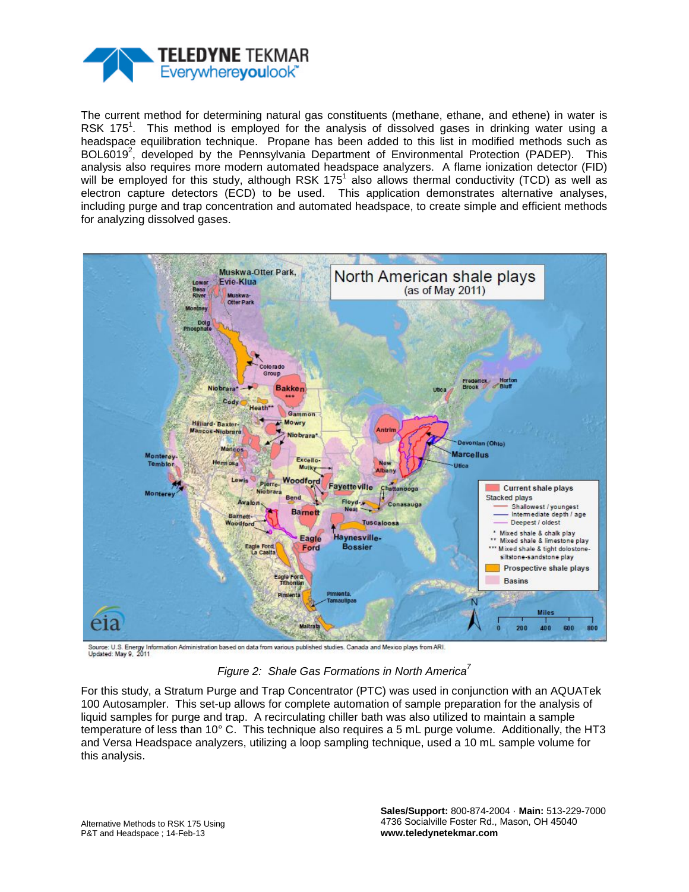The current method for determining natural gas constituents (methane, ethane, and ethene) in water is RSK 175[1]. This method is employed for the analysis of dissolved gases in drinking water using a headspace equilibration technique. Propane has been added to this list in modified methods such as BOL6019[2], developed by the Pennsylvania Department of Environmental Protection (PADEP). This analysis also requires more modern automated headspace analyzers. A flame ionization detector (FID) will be employed for this study, although RSK 175[1] also allows thermal conductivity (TCD) as well as electron capture detectors (ECD) to be used. This application demonstrates alternative analyses, including purge and trap concentration and automated headspace, to create simple and efficient methods for analyzing dissolved gases.

Source: U.S. Energy Information Administration based on data from various published studies. Canada and Mexico plays from ARI.
Updated: May 9, 2011

*Figure 2: Shale Gas Formations in North America[7]*

For this study, a Stratum Purge and Trap Concentrator (PTC) was used in conjunction with an AQUATek 100 Autosampler. This set-up allows for complete automation of sample preparation for the analysis of liquid samples for purge and trap. A recirculating chiller bath was also utilized to maintain a sample temperature of less than 10° C. This technique also requires a 5 mL purge volume. Additionally, the HT3 and Versa Headspace analyzers, utilizing a loop sampling technique, used a 10 mL sample volume for this analysis.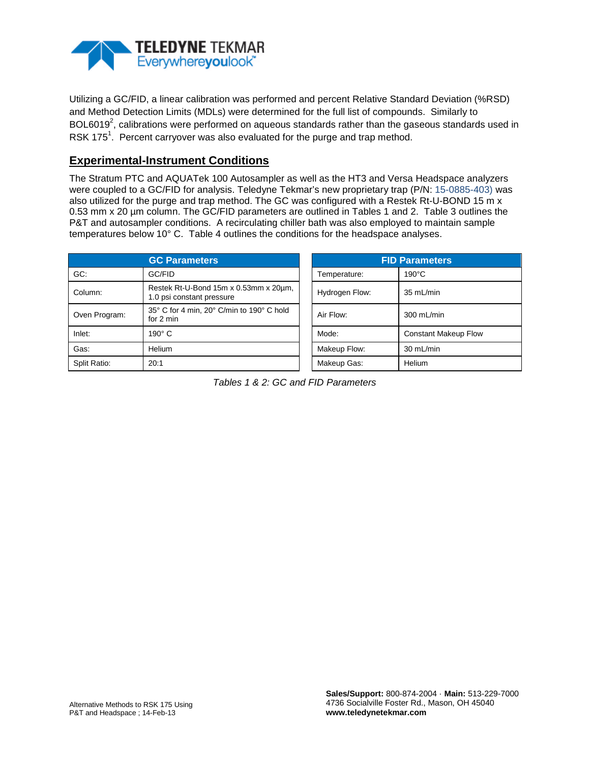Utilizing a GC/FID, a linear calibration was performed and percent Relative Standard Deviation (%RSD) and Method Detection Limits (MDLs) were determined for the full list of compounds. Similarly to BOL6019[2], calibrations were performed on aqueous standards rather than the gaseous standards used in RSK 175[1]. Percent carryover was also evaluated for the purge and trap method.

## Experimental-Instrument Conditions

The Stratum PTC and AQUATek 100 Autosampler as well as the HT3 and Versa Headspace analyzers were coupled to a GC/FID for analysis. Teledyne Tekmar's new proprietary trap (P/N: 15-0885-403) was also utilized for the purge and trap method. The GC was configured with a Restek Rt-U-BOND 15 m x 0.53 mm x 20 µm column. The GC/FID parameters are outlined in Tables 1 and 2. Table 3 outlines the P&T and autosampler conditions. A recirculating chiller bath was also employed to maintain sample temperatures below 10° C. Table 4 outlines the conditions for the headspace analyses.

| GC Parameters | |
|---|---|
| GC: | GC/FID |
| Column: | Restek Rt-U-Bond 15m x 0.53mm x 20µm, 1.0 psi constant pressure |
| Oven Program: | 35° C for 4 min, 20° C/min to 190° C hold for 2 min |
| Inlet: | 190° C |
| Gas: | Helium |
| Split Ratio: | 20:1 |

| FID Parameters | |
|---|---|
| Temperature: | 190°C |
| Hydrogen Flow: | 35 mL/min |
| Air Flow: | 300 mL/min |
| Mode: | Constant Makeup Flow |
| Makeup Flow: | 30 mL/min |
| Makeup Gas: | Helium |

*Tables 1 & 2: GC and FID Parameters*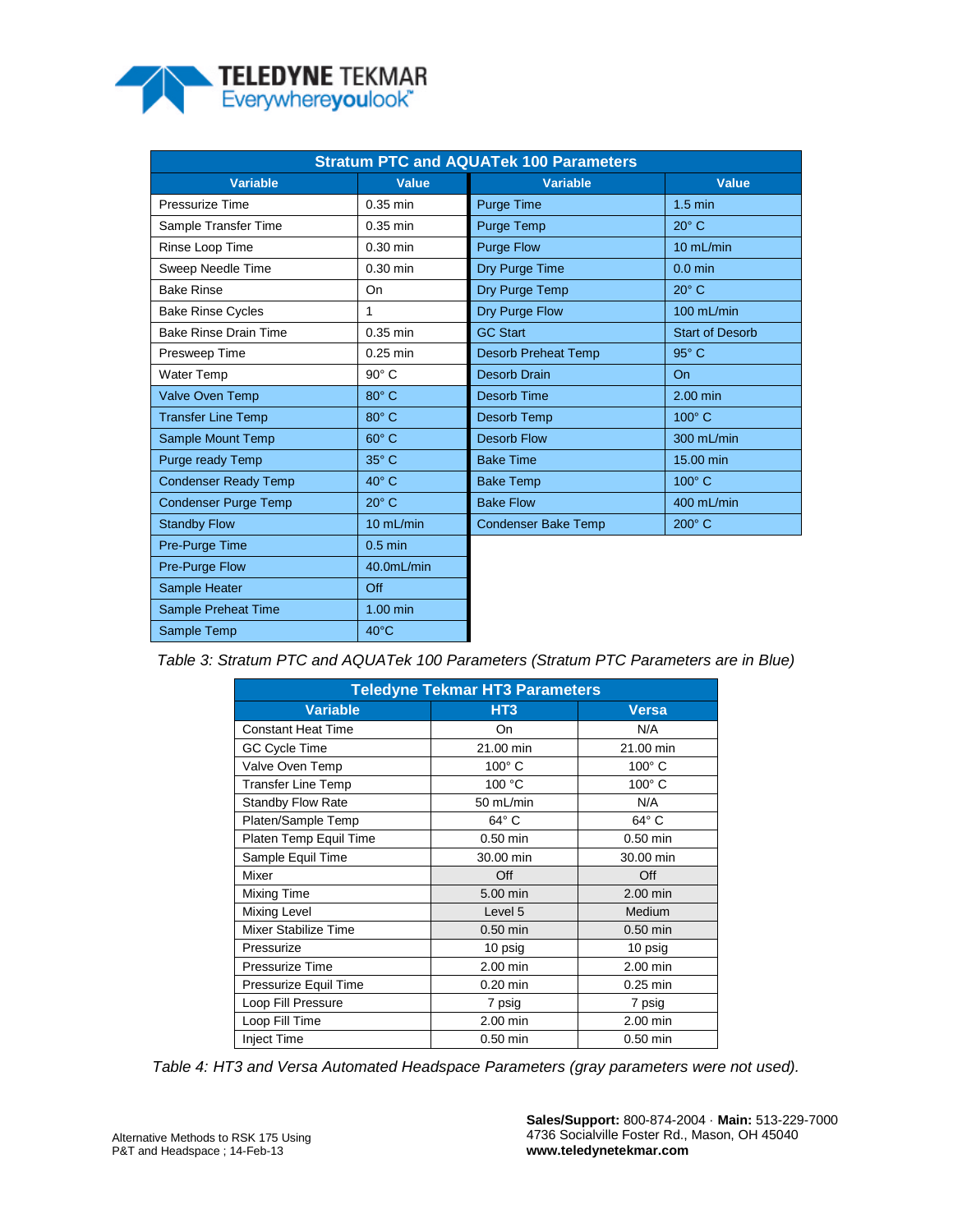| Stratum PTC and AQUATek 100 Parameters | | | |
|---|---|---|---|
| **Variable** | **Value** | **Variable** | **Value** |
| Pressurize Time | 0.35 min | Purge Time | 1.5 min |
| Sample Transfer Time | 0.35 min | Purge Temp | 20° C |
| Rinse Loop Time | 0.30 min | Purge Flow | 10 mL/min |
| Sweep Needle Time | 0.30 min | Dry Purge Time | 0.0 min |
| Bake Rinse | On | Dry Purge Temp | 20° C |
| Bake Rinse Cycles | 1 | Dry Purge Flow | 100 mL/min |
| Bake Rinse Drain Time | 0.35 min | GC Start | Start of Desorb |
| Presweep Time | 0.25 min | Desorb Preheat Temp | 95° C |
| Water Temp | 90° C | Desorb Drain | On |
| Valve Oven Temp | 80° C | Desorb Time | 2.00 min |
| Transfer Line Temp | 80° C | Desorb Temp | 100° C |
| Sample Mount Temp | 60° C | Desorb Flow | 300 mL/min |
| Purge ready Temp | 35° C | Bake Time | 15.00 min |
| Condenser Ready Temp | 40° C | Bake Temp | 100° C |
| Condenser Purge Temp | 20° C | Bake Flow | 400 mL/min |
| Standby Flow | 10 mL/min | Condenser Bake Temp | 200° C |
| Pre-Purge Time | 0.5 min | | |
| Pre-Purge Flow | 40.0mL/min | | |
| Sample Heater | Off | | |
| Sample Preheat Time | 1.00 min | | |
| Sample Temp | 40°C | | |

*Table 3: Stratum PTC and AQUATek 100 Parameters (Stratum PTC Parameters are in Blue)*

| Teledyne Tekmar HT3 Parameters | | |
|---|---|---|
| **Variable** | **HT3** | **Versa** |
| Constant Heat Time | On | N/A |
| GC Cycle Time | 21.00 min | 21.00 min |
| Valve Oven Temp | 100° C | 100° C |
| Transfer Line Temp | 100 °C | 100° C |
| Standby Flow Rate | 50 mL/min | N/A |
| Platen/Sample Temp | 64° C | 64° C |
| Platen Temp Equil Time | 0.50 min | 0.50 min |
| Sample Equil Time | 30.00 min | 30.00 min |
| Mixer | Off | Off |
| Mixing Time | 5.00 min | 2.00 min |
| Mixing Level | Level 5 | Medium |
| Mixer Stabilize Time | 0.50 min | 0.50 min |
| Pressurize | 10 psig | 10 psig |
| Pressurize Time | 2.00 min | 2.00 min |
| Pressurize Equil Time | 0.20 min | 0.25 min |
| Loop Fill Pressure | 7 psig | 7 psig |
| Loop Fill Time | 2.00 min | 2.00 min |
| Inject Time | 0.50 min | 0.50 min |

*Table 4: HT3 and Versa Automated Headspace Parameters (gray parameters were not used).*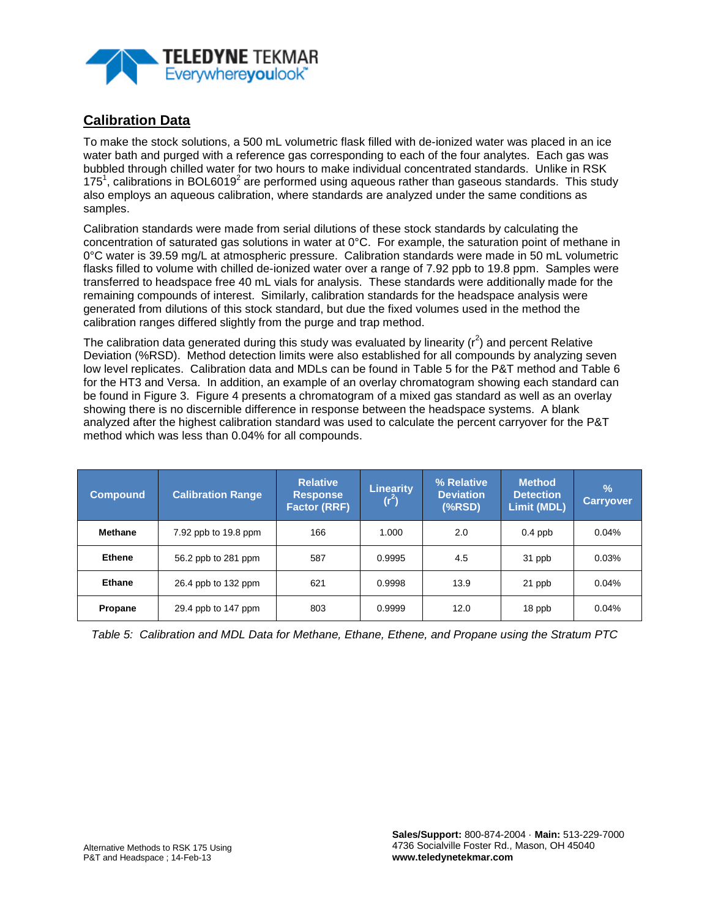## Calibration Data

To make the stock solutions, a 500 mL volumetric flask filled with de-ionized water was placed in an ice water bath and purged with a reference gas corresponding to each of the four analytes. Each gas was bubbled through chilled water for two hours to make individual concentrated standards. Unlike in RSK 175[1], calibrations in BOL6019[2] are performed using aqueous rather than gaseous standards. This study also employs an aqueous calibration, where standards are analyzed under the same conditions as samples.

Calibration standards were made from serial dilutions of these stock standards by calculating the concentration of saturated gas solutions in water at 0°C. For example, the saturation point of methane in 0°C water is 39.59 mg/L at atmospheric pressure. Calibration standards were made in 50 mL volumetric flasks filled to volume with chilled de-ionized water over a range of 7.92 ppb to 19.8 ppm. Samples were transferred to headspace free 40 mL vials for analysis. These standards were additionally made for the remaining compounds of interest. Similarly, calibration standards for the headspace analysis were generated from dilutions of this stock standard, but due the fixed volumes used in the method the calibration ranges differed slightly from the purge and trap method.

The calibration data generated during this study was evaluated by linearity ($r^2$) and percent Relative Deviation (%RSD). Method detection limits were also established for all compounds by analyzing seven low level replicates. Calibration data and MDLs can be found in Table 5 for the P&T method and Table 6 for the HT3 and Versa. In addition, an example of an overlay chromatogram showing each standard can be found in Figure 3. Figure 4 presents a chromatogram of a mixed gas standard as well as an overlay showing there is no discernible difference in response between the headspace systems. A blank analyzed after the highest calibration standard was used to calculate the percent carryover for the P&T method which was less than 0.04% for all compounds.

| Compound | Calibration Range | Relative Response Factor (RRF) | Linearity ($r^2$) | % Relative Deviation (%RSD) | Method Detection Limit (MDL) | % Carryover |
|---|---|---|---|---|---|---|
| **Methane** | 7.92 ppb to 19.8 ppm | 166 | 1.000 | 2.0 | 0.4 ppb | 0.04% |
| **Ethene** | 56.2 ppb to 281 ppm | 587 | 0.9995 | 4.5 | 31 ppb | 0.03% |
| **Ethane** | 26.4 ppb to 132 ppm | 621 | 0.9998 | 13.9 | 21 ppb | 0.04% |
| **Propane** | 29.4 ppb to 147 ppm | 803 | 0.9999 | 12.0 | 18 ppb | 0.04% |

*Table 5: Calibration and MDL Data for Methane, Ethane, Ethene, and Propane using the Stratum PTC*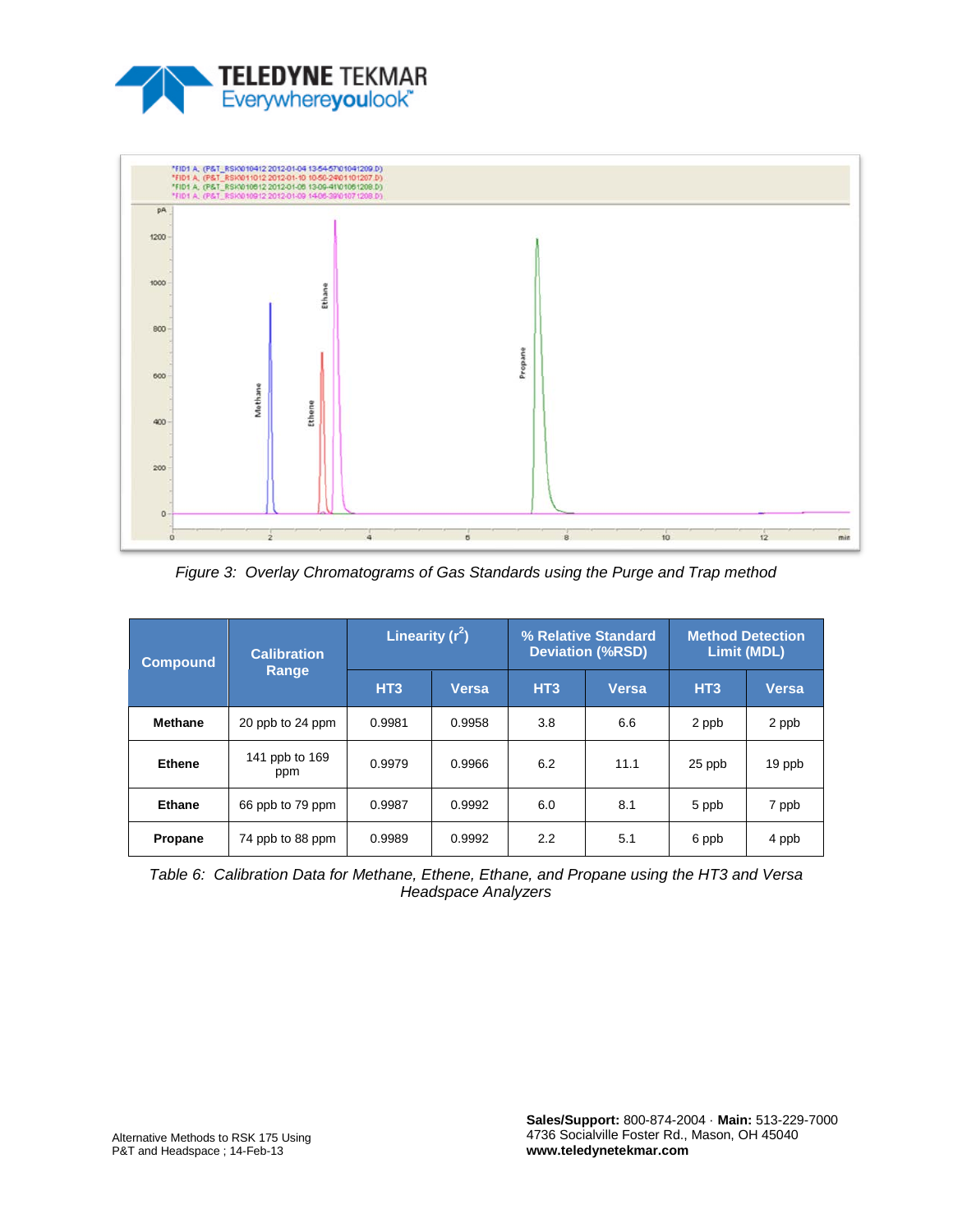*Figure 3: Overlay Chromatograms of Gas Standards using the Purge and Trap method*

| Compound | Calibration Range | Linearity ($r^2$) | | % Relative Standard Deviation (%RSD) | | Method Detection Limit (MDL) | |
|---|---|---|---|---|---|---|---|
| | | HT3 | Versa | HT3 | Versa | HT3 | Versa |
| **Methane** | 20 ppb to 24 ppm | 0.9981 | 0.9958 | 3.8 | 6.6 | 2 ppb | 2 ppb |
| **Ethene** | 141 ppb to 169 ppm | 0.9979 | 0.9966 | 6.2 | 11.1 | 25 ppb | 19 ppb |
| **Ethane** | 66 ppb to 79 ppm | 0.9987 | 0.9992 | 6.0 | 8.1 | 5 ppb | 7 ppb |
| **Propane** | 74 ppb to 88 ppm | 0.9989 | 0.9992 | 2.2 | 5.1 | 6 ppb | 4 ppb |

*Table 6: Calibration Data for Methane, Ethene, Ethane, and Propane using the HT3 and Versa Headspace Analyzers*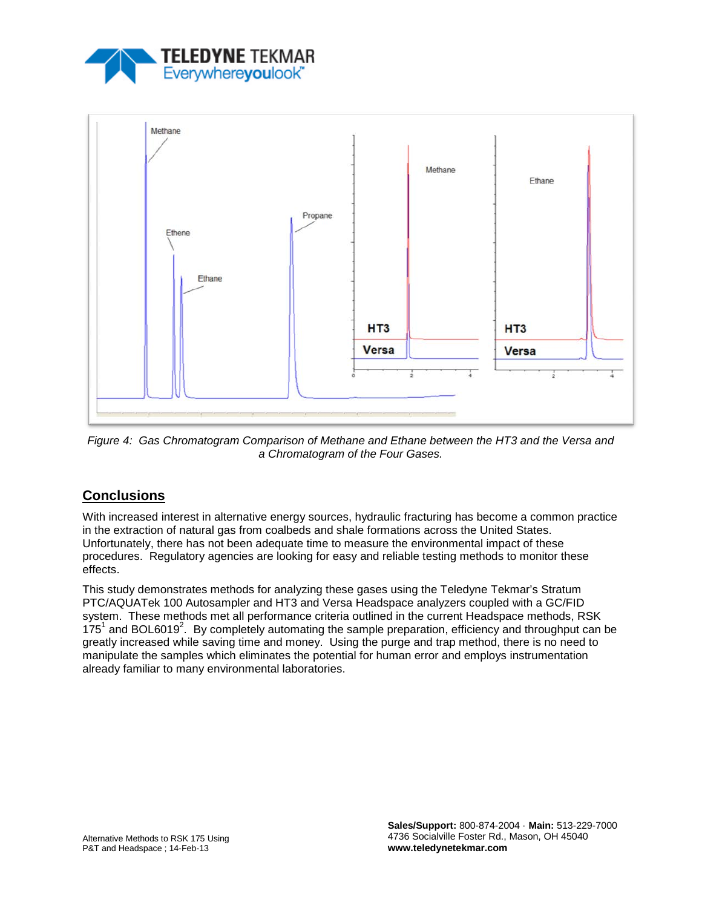*Figure 4: Gas Chromatogram Comparison of Methane and Ethane between the HT3 and the Versa and a Chromatogram of the Four Gases.*

## Conclusions

With increased interest in alternative energy sources, hydraulic fracturing has become a common practice in the extraction of natural gas from coalbeds and shale formations across the United States. Unfortunately, there has not been adequate time to measure the environmental impact of these procedures. Regulatory agencies are looking for easy and reliable testing methods to monitor these effects.

This study demonstrates methods for analyzing these gases using the Teledyne Tekmar's Stratum PTC/AQUATek 100 Autosampler and HT3 and Versa Headspace analyzers coupled with a GC/FID system. These methods met all performance criteria outlined in the current Headspace methods, RSK 175[1] and BOL6019[2]. By completely automating the sample preparation, efficiency and throughput can be greatly increased while saving time and money. Using the purge and trap method, there is no need to manipulate the samples which eliminates the potential for human error and employs instrumentation already familiar to many environmental laboratories.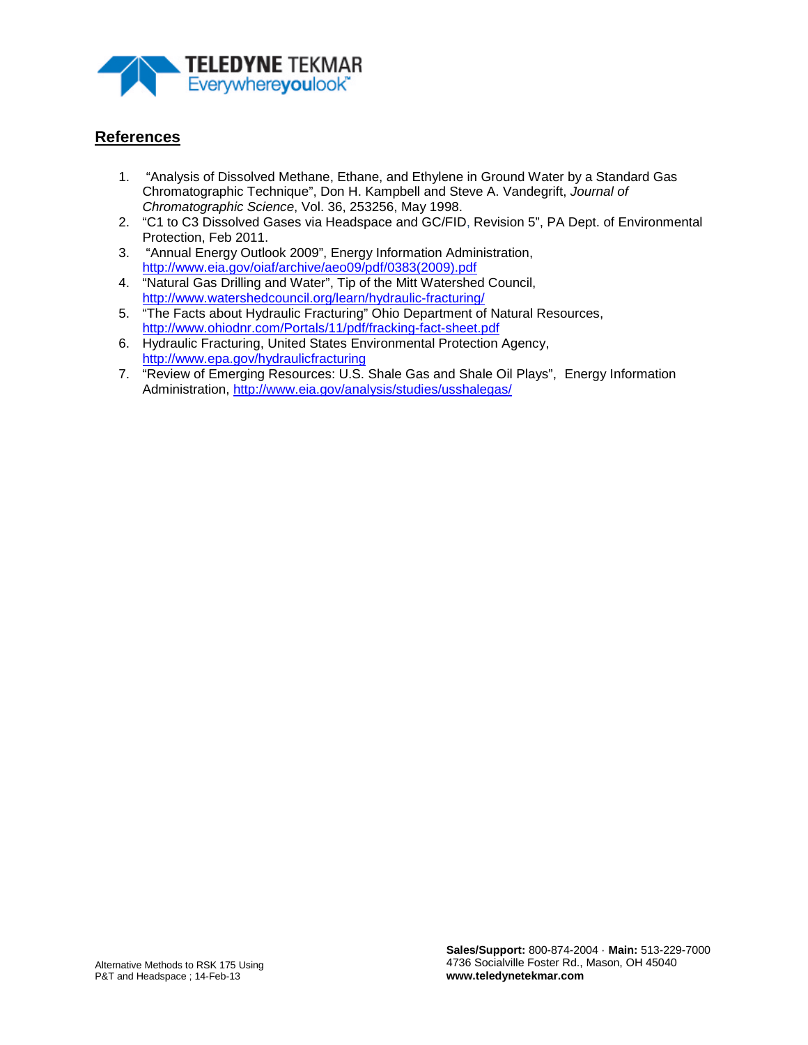## References

1. "Analysis of Dissolved Methane, Ethane, and Ethylene in Ground Water by a Standard Gas Chromatographic Technique", Don H. Kampbell and Steve A. Vandegrift, *Journal of Chromatographic Science*, Vol. 36, 253256, May 1998.
2. "C1 to C3 Dissolved Gases via Headspace and GC/FID, Revision 5", PA Dept. of Environmental Protection, Feb 2011.
3. "Annual Energy Outlook 2009", Energy Information Administration, http://www.eia.gov/oiaf/archive/aeo09/pdf/0383(2009).pdf
4. "Natural Gas Drilling and Water", Tip of the Mitt Watershed Council, http://www.watershedcouncil.org/learn/hydraulic-fracturing/
5. "The Facts about Hydraulic Fracturing" Ohio Department of Natural Resources, http://www.ohiodnr.com/Portals/11/pdf/fracking-fact-sheet.pdf
6. Hydraulic Fracturing, United States Environmental Protection Agency, http://www.epa.gov/hydraulicfracturing
7. "Review of Emerging Resources: U.S. Shale Gas and Shale Oil Plays", Energy Information Administration, http://www.eia.gov/analysis/studies/usshalegas/